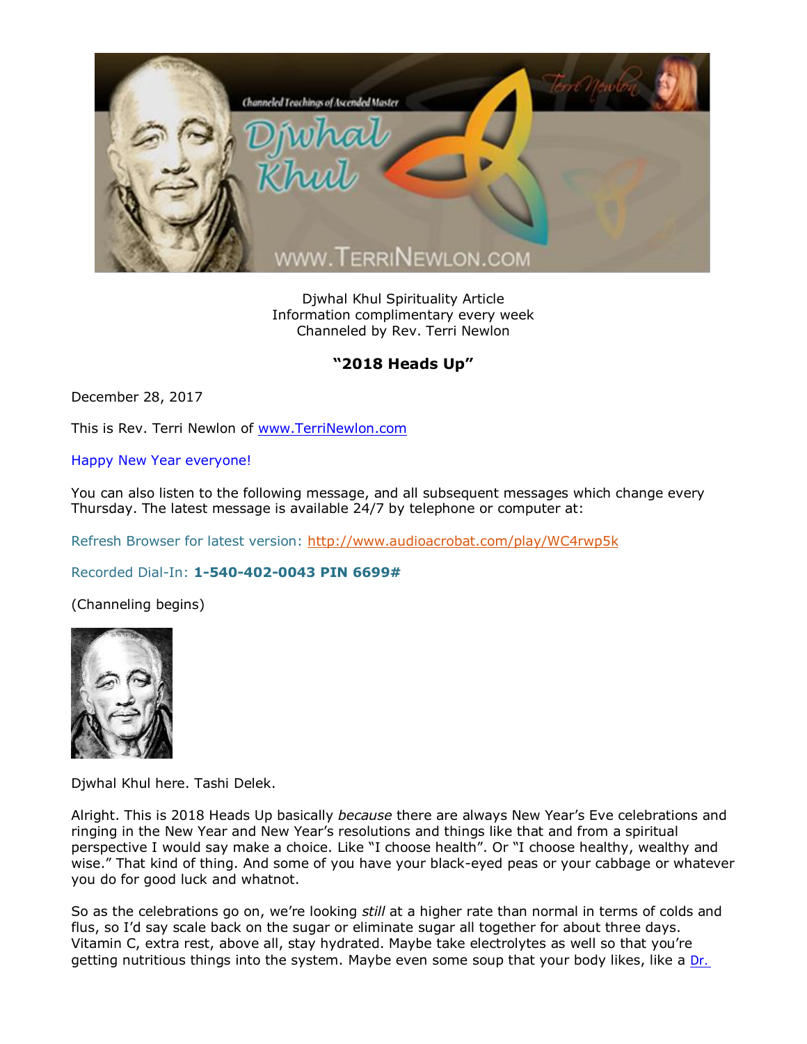Djwhal Khul Spirituality Article
Information complimentary every week
Channeled by Rev. Terri Newlon

## "2018 Heads Up"

December 28, 2017

This is Rev. Terri Newlon of www.TerriNewlon.com

Happy New Year everyone!

You can also listen to the following message, and all subsequent messages which change every Thursday. The latest message is available 24/7 by telephone or computer at:

Refresh Browser for latest version: http://www.audioacrobat.com/play/WC4rwp5k

Recorded Dial-In: **1-540-402-0043 PIN 6699#**

(Channeling begins)

Djwhal Khul here. Tashi Delek.

Alright. This is 2018 Heads Up basically *because* there are always New Year's Eve celebrations and ringing in the New Year and New Year's resolutions and things like that and from a spiritual perspective I would say make a choice. Like "I choose health". Or "I choose healthy, wealthy and wise." That kind of thing. And some of you have your black-eyed peas or your cabbage or whatever you do for good luck and whatnot.

So as the celebrations go on, we're looking *still* at a higher rate than normal in terms of colds and flus, so I'd say scale back on the sugar or eliminate sugar all together for about three days. Vitamin C, extra rest, above all, stay hydrated. Maybe take electrolytes as well so that you're getting nutritious things into the system. Maybe even some soup that your body likes, like a Dr.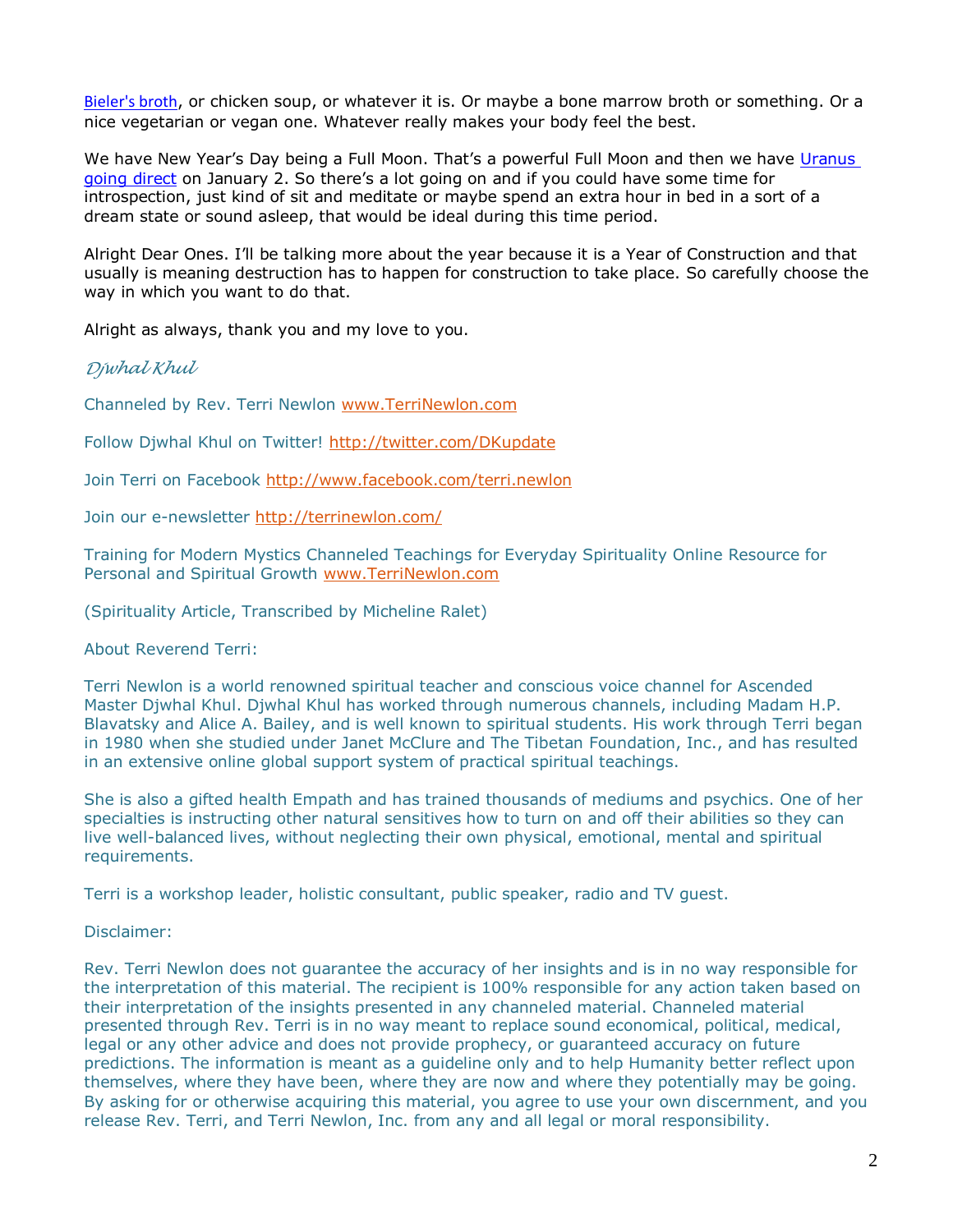[Bieler's broth](), or chicken soup, or whatever it is. Or maybe a bone marrow broth or something. Or a nice vegetarian or vegan one. Whatever really makes your body feel the best.

We have New Year's Day being a Full Moon. That's a powerful Full Moon and then we have [Uranus going direct]() on January 2. So there's a lot going on and if you could have some time for introspection, just kind of sit and meditate or maybe spend an extra hour in bed in a sort of a dream state or sound asleep, that would be ideal during this time period.

Alright Dear Ones. I'll be talking more about the year because it is a Year of Construction and that usually is meaning destruction has to happen for construction to take place. So carefully choose the way in which you want to do that.

Alright as always, thank you and my love to you.

*Djwhal Khul*

Channeled by Rev. Terri Newlon [www.TerriNewlon.com](http://www.TerriNewlon.com)

Follow Djwhal Khul on Twitter! [http://twitter.com/DKupdate](http://twitter.com/DKupdate)

Join Terri on Facebook [http://www.facebook.com/terri.newlon](http://www.facebook.com/terri.newlon)

Join our e-newsletter [http://terrinewlon.com/](http://terrinewlon.com/)

Training for Modern Mystics Channeled Teachings for Everyday Spirituality Online Resource for Personal and Spiritual Growth [www.TerriNewlon.com](http://www.TerriNewlon.com)

(Spirituality Article, Transcribed by Micheline Ralet)

About Reverend Terri:

Terri Newlon is a world renowned spiritual teacher and conscious voice channel for Ascended Master Djwhal Khul. Djwhal Khul has worked through numerous channels, including Madam H.P. Blavatsky and Alice A. Bailey, and is well known to spiritual students. His work through Terri began in 1980 when she studied under Janet McClure and The Tibetan Foundation, Inc., and has resulted in an extensive online global support system of practical spiritual teachings.

She is also a gifted health Empath and has trained thousands of mediums and psychics. One of her specialties is instructing other natural sensitives how to turn on and off their abilities so they can live well-balanced lives, without neglecting their own physical, emotional, mental and spiritual requirements.

Terri is a workshop leader, holistic consultant, public speaker, radio and TV guest.

Disclaimer:

Rev. Terri Newlon does not guarantee the accuracy of her insights and is in no way responsible for the interpretation of this material. The recipient is 100% responsible for any action taken based on their interpretation of the insights presented in any channeled material. Channeled material presented through Rev. Terri is in no way meant to replace sound economical, political, medical, legal or any other advice and does not provide prophecy, or guaranteed accuracy on future predictions. The information is meant as a guideline only and to help Humanity better reflect upon themselves, where they have been, where they are now and where they potentially may be going. By asking for or otherwise acquiring this material, you agree to use your own discernment, and you release Rev. Terri, and Terri Newlon, Inc. from any and all legal or moral responsibility.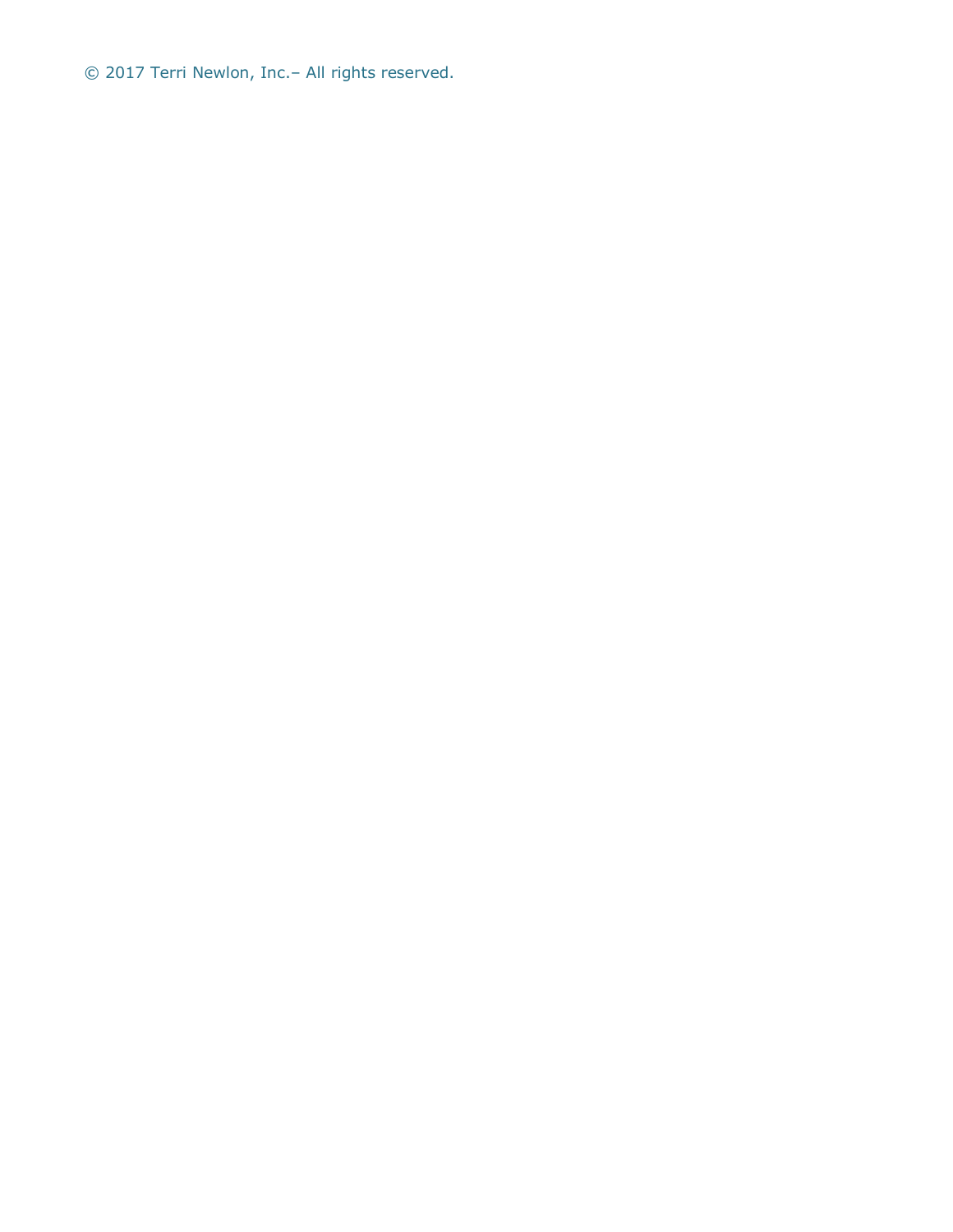© 2017 Terri Newlon, Inc.– All rights reserved.